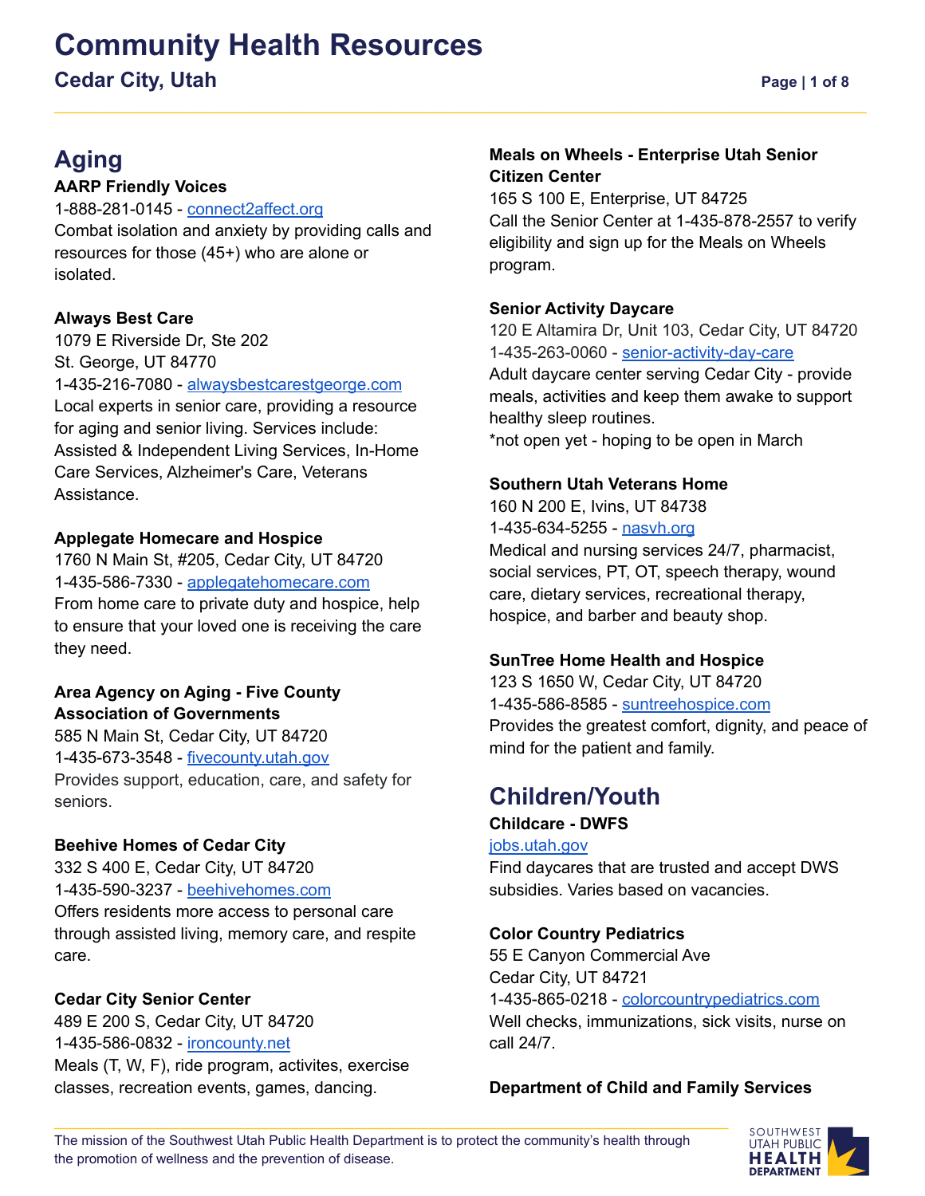# Community Health Resources

## Cedar City, Utah

## Aging

**AARP Friendly Voices**
1-888-281-0145 - connect2affect.org
Combat isolation and anxiety by providing calls and resources for those (45+) who are alone or isolated.

**Always Best Care**
1079 E Riverside Dr, Ste 202
St. George, UT 84770
1-435-216-7080 - alwaysbestcarestgeorge.com
Local experts in senior care, providing a resource for aging and senior living. Services include: Assisted & Independent Living Services, In-Home Care Services, Alzheimer's Care, Veterans Assistance.

**Applegate Homecare and Hospice**
1760 N Main St, #205, Cedar City, UT 84720
1-435-586-7330 - applegatehomecare.com
From home care to private duty and hospice, help to ensure that your loved one is receiving the care they need.

**Area Agency on Aging - Five County Association of Governments**
585 N Main St, Cedar City, UT 84720
1-435-673-3548 - fivecounty.utah.gov
Provides support, education, care, and safety for seniors.

**Beehive Homes of Cedar City**
332 S 400 E, Cedar City, UT 84720
1-435-590-3237 - beehivehomes.com
Offers residents more access to personal care through assisted living, memory care, and respite care.

**Cedar City Senior Center**
489 E 200 S, Cedar City, UT 84720
1-435-586-0832 - ironcounty.net
Meals (T, W, F), ride program, activites, exercise classes, recreation events, games, dancing.

**Meals on Wheels - Enterprise Utah Senior Citizen Center**
165 S 100 E, Enterprise, UT 84725
Call the Senior Center at 1-435-878-2557 to verify eligibility and sign up for the Meals on Wheels program.

**Senior Activity Daycare**
120 E Altamira Dr, Unit 103, Cedar City, UT 84720
1-435-263-0060 - senior-activity-day-care
Adult daycare center serving Cedar City - provide meals, activities and keep them awake to support healthy sleep routines.
*not open yet - hoping to be open in March

**Southern Utah Veterans Home**
160 N 200 E, Ivins, UT 84738
1-435-634-5255 - nasvh.org
Medical and nursing services 24/7, pharmacist, social services, PT, OT, speech therapy, wound care, dietary services, recreational therapy, hospice, and barber and beauty shop.

**SunTree Home Health and Hospice**
123 S 1650 W, Cedar City, UT 84720
1-435-586-8585 - suntreehospice.com
Provides the greatest comfort, dignity, and peace of mind for the patient and family.

## Children/Youth

**Childcare - DWFS**
jobs.utah.gov
Find daycares that are trusted and accept DWS subsidies. Varies based on vacancies.

**Color Country Pediatrics**
55 E Canyon Commercial Ave
Cedar City, UT 84721
1-435-865-0218 - colorcountrypediatrics.com
Well checks, immunizations, sick visits, nurse on call 24/7.

**Department of Child and Family Services**

The mission of the Southwest Utah Public Health Department is to protect the community's health through the promotion of wellness and the prevention of disease.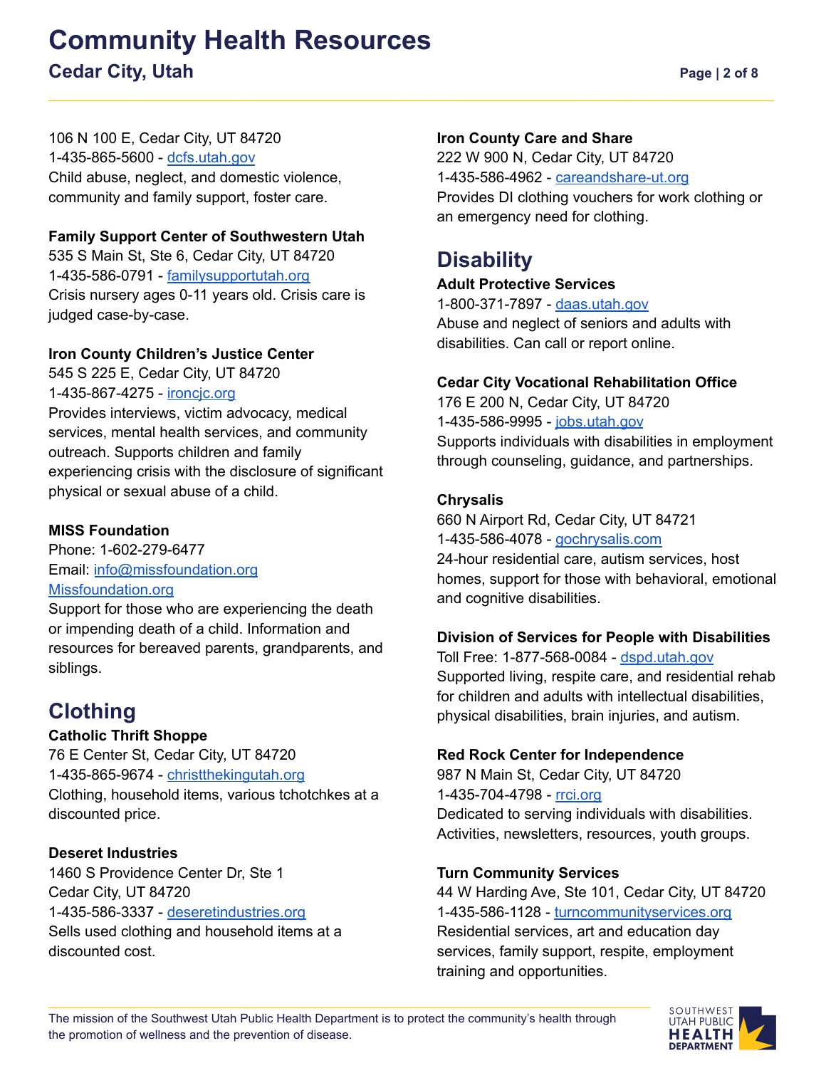106 N 100 E, Cedar City, UT 84720
1-435-865-5600 - dcfs.utah.gov
Child abuse, neglect, and domestic violence, community and family support, foster care.

**Family Support Center of Southwestern Utah**
535 S Main St, Ste 6, Cedar City, UT 84720
1-435-586-0791 - familysupportutah.org
Crisis nursery ages 0-11 years old. Crisis care is judged case-by-case.

**Iron County Children's Justice Center**
545 S 225 E, Cedar City, UT 84720
1-435-867-4275 - ironcjc.org
Provides interviews, victim advocacy, medical services, mental health services, and community outreach. Supports children and family experiencing crisis with the disclosure of significant physical or sexual abuse of a child.

**MISS Foundation**
Phone: 1-602-279-6477
Email: info@missfoundation.org
Missfoundation.org
Support for those who are experiencing the death or impending death of a child. Information and resources for bereaved parents, grandparents, and siblings.

## Clothing

**Catholic Thrift Shoppe**
76 E Center St, Cedar City, UT 84720
1-435-865-9674 - christthekingutah.org
Clothing, household items, various tchotchkes at a discounted price.

**Deseret Industries**
1460 S Providence Center Dr, Ste 1
Cedar City, UT 84720
1-435-586-3337 - deseretindustries.org
Sells used clothing and household items at a discounted cost.

**Iron County Care and Share**
222 W 900 N, Cedar City, UT 84720
1-435-586-4962 - careandshare-ut.org
Provides DI clothing vouchers for work clothing or an emergency need for clothing.

## Disability

**Adult Protective Services**
1-800-371-7897 - daas.utah.gov
Abuse and neglect of seniors and adults with disabilities. Can call or report online.

**Cedar City Vocational Rehabilitation Office**
176 E 200 N, Cedar City, UT 84720
1-435-586-9995 - jobs.utah.gov
Supports individuals with disabilities in employment through counseling, guidance, and partnerships.

**Chrysalis**
660 N Airport Rd, Cedar City, UT 84721
1-435-586-4078 - gochrysalis.com
24-hour residential care, autism services, host homes, support for those with behavioral, emotional and cognitive disabilities.

**Division of Services for People with Disabilities**
Toll Free: 1-877-568-0084 - dspd.utah.gov
Supported living, respite care, and residential rehab for children and adults with intellectual disabilities, physical disabilities, brain injuries, and autism.

**Red Rock Center for Independence**
987 N Main St, Cedar City, UT 84720
1-435-704-4798 - rrci.org
Dedicated to serving individuals with disabilities. Activities, newsletters, resources, youth groups.

**Turn Community Services**
44 W Harding Ave, Ste 101, Cedar City, UT 84720
1-435-586-1128 - turncommunityservices.org
Residential services, art and education day services, family support, respite, employment training and opportunities.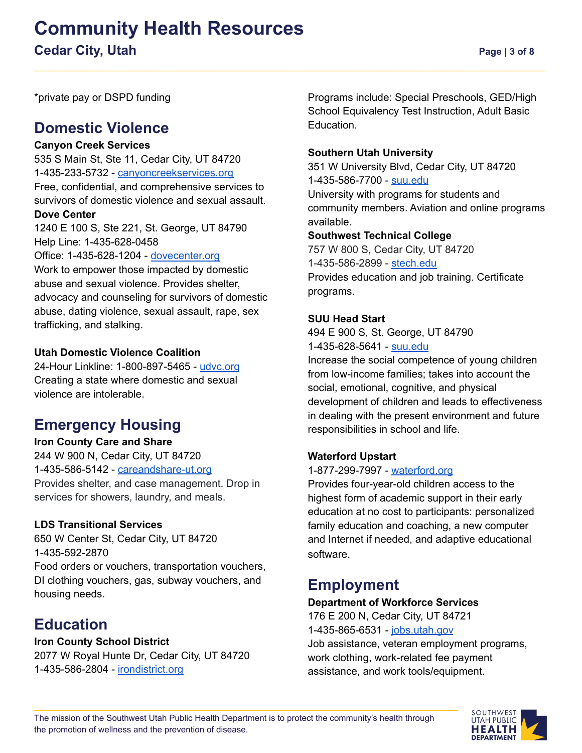*private pay or DSPD funding

## Domestic Violence

**Canyon Creek Services**
535 S Main St, Ste 11, Cedar City, UT 84720
1-435-233-5732 - canyoncreekservices.org
Free, confidential, and comprehensive services to survivors of domestic violence and sexual assault.

**Dove Center**
1240 E 100 S, Ste 221, St. George, UT 84790
Help Line: 1-435-628-0458
Office: 1-435-628-1204 - dovecenter.org
Work to empower those impacted by domestic abuse and sexual violence. Provides shelter, advocacy and counseling for survivors of domestic abuse, dating violence, sexual assault, rape, sex trafficking, and stalking.

**Utah Domestic Violence Coalition**
24-Hour Linkline: 1-800-897-5465 - udvc.org
Creating a state where domestic and sexual violence are intolerable.

## Emergency Housing

**Iron County Care and Share**
244 W 900 N, Cedar City, UT 84720
1-435-586-5142 - careandshare-ut.org
Provides shelter, and case management. Drop in services for showers, laundry, and meals.

**LDS Transitional Services**
650 W Center St, Cedar City, UT 84720
1-435-592-2870
Food orders or vouchers, transportation vouchers, DI clothing vouchers, gas, subway vouchers, and housing needs.

## Education

**Iron County School District**
2077 W Royal Hunte Dr, Cedar City, UT 84720
1-435-586-2804 - irondistrict.org
Programs include: Special Preschools, GED/High School Equivalency Test Instruction, Adult Basic Education.

**Southern Utah University**
351 W University Blvd, Cedar City, UT 84720
1-435-586-7700 - suu.edu
University with programs for students and community members. Aviation and online programs available.

**Southwest Technical College**
757 W 800 S, Cedar City, UT 84720
1-435-586-2899 - stech.edu
Provides education and job training. Certificate programs.

**SUU Head Start**
494 E 900 S, St. George, UT 84790
1-435-628-5641 - suu.edu
Increase the social competence of young children from low-income families; takes into account the social, emotional, cognitive, and physical development of children and leads to effectiveness in dealing with the present environment and future responsibilities in school and life.

**Waterford Upstart**
1-877-299-7997 - waterford.org
Provides four-year-old children access to the highest form of academic support in their early education at no cost to participants: personalized family education and coaching, a new computer and Internet if needed, and adaptive educational software.

## Employment

**Department of Workforce Services**
176 E 200 N, Cedar City, UT 84721
1-435-865-6531 - jobs.utah.gov
Job assistance, veteran employment programs, work clothing, work-related fee payment assistance, and work tools/equipment.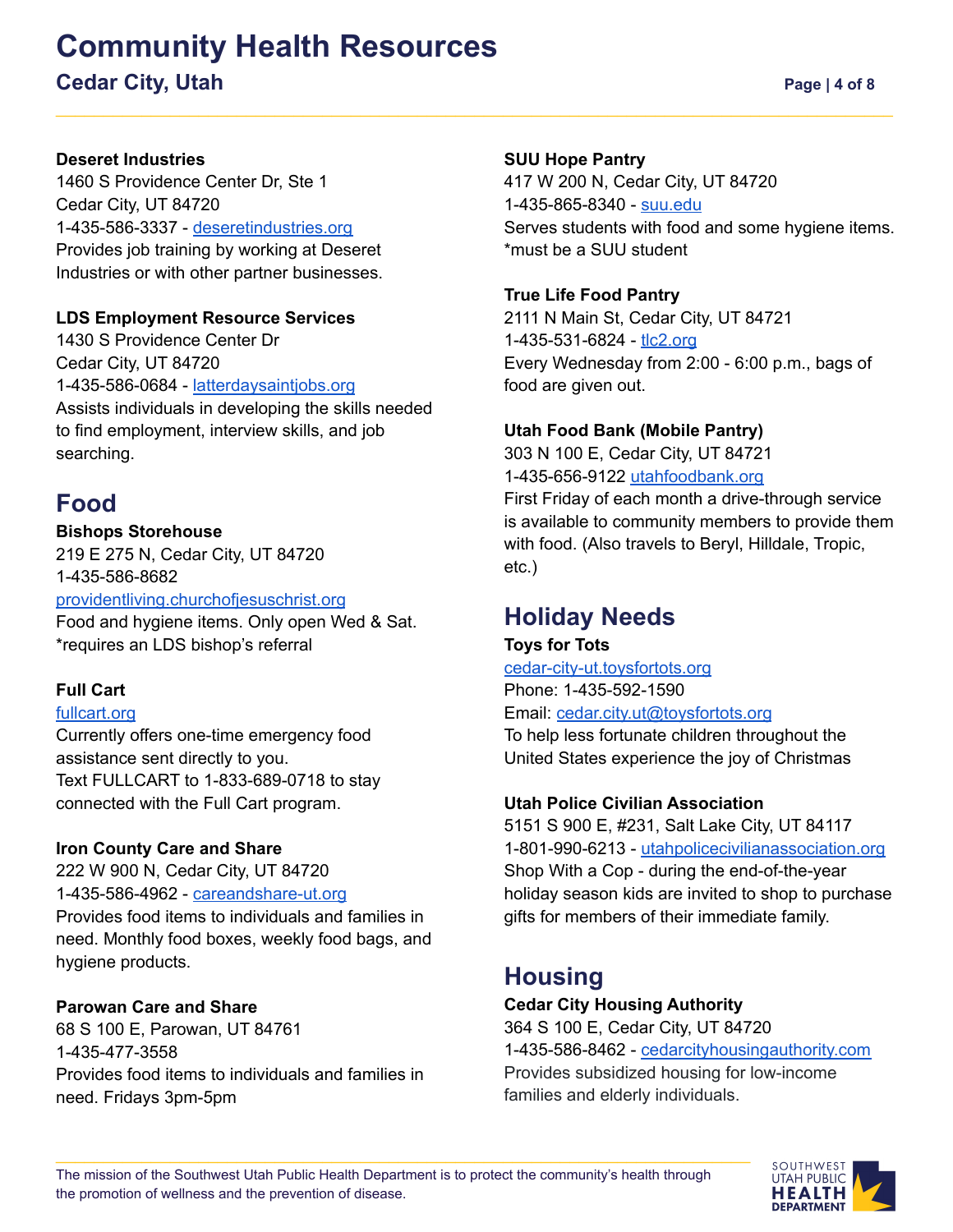**Deseret Industries**
1460 S Providence Center Dr, Ste 1
Cedar City, UT 84720
1-435-586-3337 - deseretindustries.org
Provides job training by working at Deseret Industries or with other partner businesses.

**LDS Employment Resource Services**
1430 S Providence Center Dr
Cedar City, UT 84720
1-435-586-0684 - latterdaysaintjobs.org
Assists individuals in developing the skills needed to find employment, interview skills, and job searching.

## Food

**Bishops Storehouse**
219 E 275 N, Cedar City, UT 84720
1-435-586-8682
providentliving.churchofjesuschrist.org
Food and hygiene items. Only open Wed & Sat.
*requires an LDS bishop's referral

**Full Cart**
fullcart.org
Currently offers one-time emergency food assistance sent directly to you.
Text FULLCART to 1-833-689-0718 to stay connected with the Full Cart program.

**Iron County Care and Share**
222 W 900 N, Cedar City, UT 84720
1-435-586-4962 - careandshare-ut.org
Provides food items to individuals and families in need. Monthly food boxes, weekly food bags, and hygiene products.

**Parowan Care and Share**
68 S 100 E, Parowan, UT 84761
1-435-477-3558
Provides food items to individuals and families in need. Fridays 3pm-5pm

**SUU Hope Pantry**
417 W 200 N, Cedar City, UT 84720
1-435-865-8340 - suu.edu
Serves students with food and some hygiene items.
*must be a SUU student

**True Life Food Pantry**
2111 N Main St, Cedar City, UT 84721
1-435-531-6824 - tlc2.org
Every Wednesday from 2:00 - 6:00 p.m., bags of food are given out.

**Utah Food Bank (Mobile Pantry)**
303 N 100 E, Cedar City, UT 84721
1-435-656-9122 utahfoodbank.org
First Friday of each month a drive-through service is available to community members to provide them with food. (Also travels to Beryl, Hilldale, Tropic, etc.)

## Holiday Needs

**Toys for Tots**
cedar-city-ut.toysfortots.org
Phone: 1-435-592-1590
Email: cedar.city.ut@toysfortots.org
To help less fortunate children throughout the United States experience the joy of Christmas

**Utah Police Civilian Association**
5151 S 900 E, #231, Salt Lake City, UT 84117
1-801-990-6213 - utahpolicecivilianassociation.org
Shop With a Cop - during the end-of-the-year holiday season kids are invited to shop to purchase gifts for members of their immediate family.

## Housing

**Cedar City Housing Authority**
364 S 100 E, Cedar City, UT 84720
1-435-586-8462 - cedarcityhousingauthority.com
Provides subsidized housing for low-income families and elderly individuals.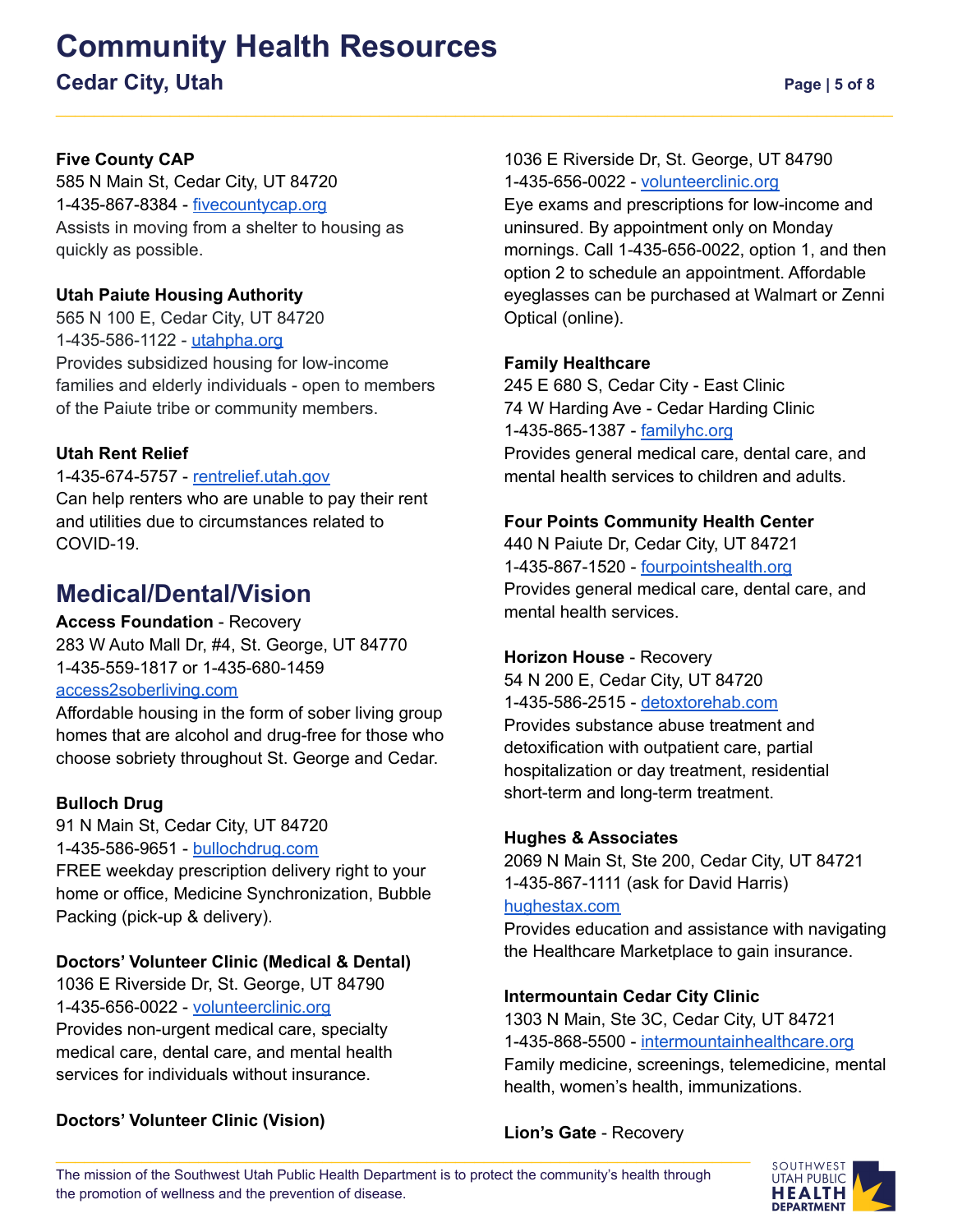**Five County CAP**
585 N Main St, Cedar City, UT 84720
1-435-867-8384 - fivecountycap.org
Assists in moving from a shelter to housing as quickly as possible.

**Utah Paiute Housing Authority**
565 N 100 E, Cedar City, UT 84720
1-435-586-1122 - utahpha.org
Provides subsidized housing for low-income families and elderly individuals - open to members of the Paiute tribe or community members.

**Utah Rent Relief**
1-435-674-5757 - rentrelief.utah.gov
Can help renters who are unable to pay their rent and utilities due to circumstances related to COVID-19.

## Medical/Dental/Vision

**Access Foundation** - Recovery
283 W Auto Mall Dr, #4, St. George, UT 84770
1-435-559-1817 or 1-435-680-1459
access2soberliving.com
Affordable housing in the form of sober living group homes that are alcohol and drug-free for those who choose sobriety throughout St. George and Cedar.

**Bulloch Drug**
91 N Main St, Cedar City, UT 84720
1-435-586-9651 - bullochdrug.com
FREE weekday prescription delivery right to your home or office, Medicine Synchronization, Bubble Packing (pick-up & delivery).

**Doctors' Volunteer Clinic (Medical & Dental)**
1036 E Riverside Dr, St. George, UT 84790
1-435-656-0022 - volunteerclinic.org
Provides non-urgent medical care, specialty medical care, dental care, and mental health services for individuals without insurance.

**Doctors' Volunteer Clinic (Vision)**
1036 E Riverside Dr, St. George, UT 84790
1-435-656-0022 - volunteerclinic.org
Eye exams and prescriptions for low-income and uninsured. By appointment only on Monday mornings. Call 1-435-656-0022, option 1, and then option 2 to schedule an appointment. Affordable eyeglasses can be purchased at Walmart or Zenni Optical (online).

**Family Healthcare**
245 E 680 S, Cedar City - East Clinic
74 W Harding Ave - Cedar Harding Clinic
1-435-865-1387 - familyhc.org
Provides general medical care, dental care, and mental health services to children and adults.

**Four Points Community Health Center**
440 N Paiute Dr, Cedar City, UT 84721
1-435-867-1520 - fourpointshealth.org
Provides general medical care, dental care, and mental health services.

**Horizon House** - Recovery
54 N 200 E, Cedar City, UT 84720
1-435-586-2515 - detoxtorehab.com
Provides substance abuse treatment and detoxification with outpatient care, partial hospitalization or day treatment, residential short-term and long-term treatment.

**Hughes & Associates**
2069 N Main St, Ste 200, Cedar City, UT 84721
1-435-867-1111 (ask for David Harris)
hughestax.com
Provides education and assistance with navigating the Healthcare Marketplace to gain insurance.

**Intermountain Cedar City Clinic**
1303 N Main, Ste 3C, Cedar City, UT 84721
1-435-868-5500 - intermountainhealthcare.org
Family medicine, screenings, telemedicine, mental health, women's health, immunizations.

**Lion's Gate** - Recovery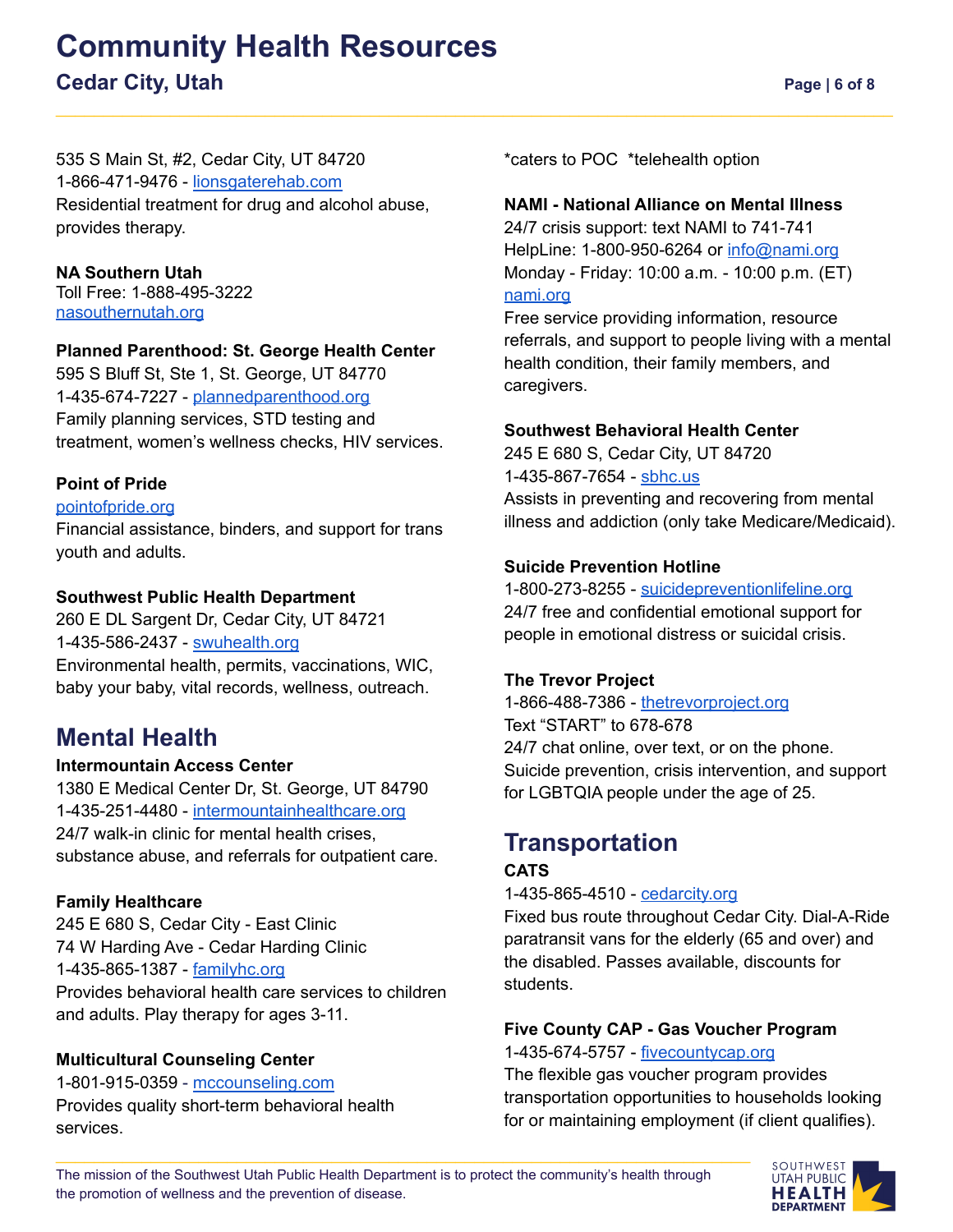535 S Main St, #2, Cedar City, UT 84720
1-866-471-9476 - lionsgaterehab.com
Residential treatment for drug and alcohol abuse, provides therapy.

**NA Southern Utah**
Toll Free: 1-888-495-3222
nasouthernutah.org

**Planned Parenthood: St. George Health Center**
595 S Bluff St, Ste 1, St. George, UT 84770
1-435-674-7227 - plannedparenthood.org
Family planning services, STD testing and treatment, women's wellness checks, HIV services.

**Point of Pride**
pointofpride.org
Financial assistance, binders, and support for trans youth and adults.

**Southwest Public Health Department**
260 E DL Sargent Dr, Cedar City, UT 84721
1-435-586-2437 - swuhealth.org
Environmental health, permits, vaccinations, WIC, baby your baby, vital records, wellness, outreach.

## Mental Health

**Intermountain Access Center**
1380 E Medical Center Dr, St. George, UT 84790
1-435-251-4480 - intermountainhealthcare.org
24/7 walk-in clinic for mental health crises, substance abuse, and referrals for outpatient care.

**Family Healthcare**
245 E 680 S, Cedar City - East Clinic
74 W Harding Ave - Cedar Harding Clinic
1-435-865-1387 - familyhc.org
Provides behavioral health care services to children and adults. Play therapy for ages 3-11.

**Multicultural Counseling Center**
1-801-915-0359 - mccounseling.com
Provides quality short-term behavioral health services.
*caters to POC *telehealth option

**NAMI - National Alliance on Mental Illness**
24/7 crisis support: text NAMI to 741-741
HelpLine: 1-800-950-6264 or info@nami.org
Monday - Friday: 10:00 a.m. - 10:00 p.m. (ET)
nami.org
Free service providing information, resource referrals, and support to people living with a mental health condition, their family members, and caregivers.

**Southwest Behavioral Health Center**
245 E 680 S, Cedar City, UT 84720
1-435-867-7654 - sbhc.us
Assists in preventing and recovering from mental illness and addiction (only take Medicare/Medicaid).

**Suicide Prevention Hotline**
1-800-273-8255 - suicidepreventionlifeline.org
24/7 free and confidential emotional support for people in emotional distress or suicidal crisis.

**The Trevor Project**
1-866-488-7386 - thetrevorproject.org
Text "START" to 678-678
24/7 chat online, over text, or on the phone. Suicide prevention, crisis intervention, and support for LGBTQIA people under the age of 25.

## Transportation

**CATS**
1-435-865-4510 - cedarcity.org
Fixed bus route throughout Cedar City. Dial-A-Ride paratransit vans for the elderly (65 and over) and the disabled. Passes available, discounts for students.

**Five County CAP - Gas Voucher Program**
1-435-674-5757 - fivecountycap.org
The flexible gas voucher program provides transportation opportunities to households looking for or maintaining employment (if client qualifies).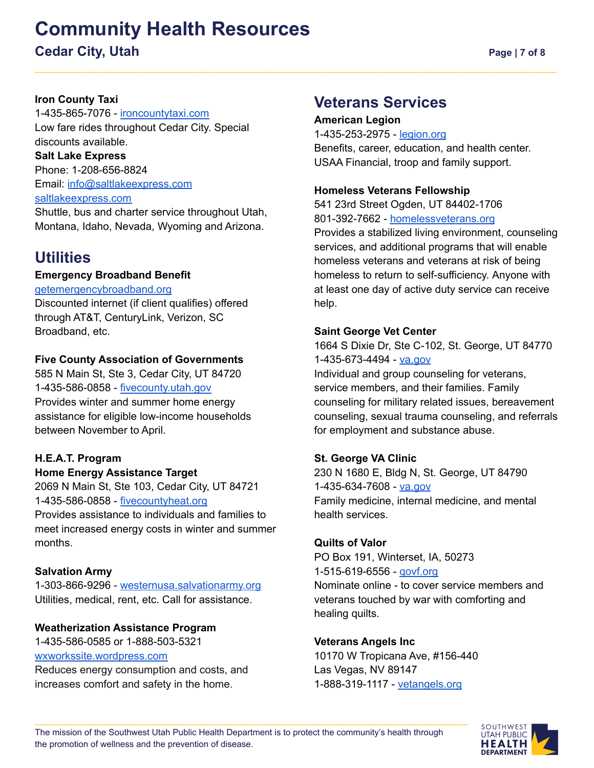**Iron County Taxi**
1-435-865-7076 - irontcountytaxi.com
Low fare rides throughout Cedar City. Special discounts available.

**Salt Lake Express**
Phone: 1-208-656-8824
Email: info@saltlakeexpress.com
saltlakeexpress.com
Shuttle, bus and charter service throughout Utah, Montana, Idaho, Nevada, Wyoming and Arizona.

## Utilities

**Emergency Broadband Benefit**
getemergencybroadband.org
Discounted internet (if client qualifies) offered through AT&T, CenturyLink, Verizon, SC Broadband, etc.

**Five County Association of Governments**
585 N Main St, Ste 3, Cedar City, UT 84720
1-435-586-0858 - fivecounty.utah.gov
Provides winter and summer home energy assistance for eligible low-income households between November to April.

**H.E.A.T. Program**
**Home Energy Assistance Target**
2069 N Main St, Ste 103, Cedar City, UT 84721
1-435-586-0858 - fivecountyheat.org
Provides assistance to individuals and families to meet increased energy costs in winter and summer months.

**Salvation Army**
1-303-866-9296 - westernusa.salvationarmy.org
Utilities, medical, rent, etc. Call for assistance.

**Weatherization Assistance Program**
1-435-586-0585 or 1-888-503-5321
wxworkssite.wordpress.com
Reduces energy consumption and costs, and increases comfort and safety in the home.

## Veterans Services

**American Legion**
1-435-253-2975 - legion.org
Benefits, career, education, and health center. USAA Financial, troop and family support.

**Homeless Veterans Fellowship**
541 23rd Street Ogden, UT 84402-1706
801-392-7662 - homelessveterans.org
Provides a stabilized living environment, counseling services, and additional programs that will enable homeless veterans and veterans at risk of being homeless to return to self-sufficiency. Anyone with at least one day of active duty service can receive help.

**Saint George Vet Center**
1664 S Dixie Dr, Ste C-102, St. George, UT 84770
1-435-673-4494 - va.gov
Individual and group counseling for veterans, service members, and their families. Family counseling for military related issues, bereavement counseling, sexual trauma counseling, and referrals for employment and substance abuse.

**St. George VA Clinic**
230 N 1680 E, Bldg N, St. George, UT 84790
1-435-634-7608 - va.gov
Family medicine, internal medicine, and mental health services.

**Quilts of Valor**
PO Box 191, Winterset, IA, 50273
1-515-619-6556 - qovf.org
Nominate online - to cover service members and veterans touched by war with comforting and healing quilts.

**Veterans Angels Inc**
10170 W Tropicana Ave, #156-440
Las Vegas, NV 89147
1-888-319-1117 - vetangels.org

The mission of the Southwest Utah Public Health Department is to protect the community's health through the promotion of wellness and the prevention of disease.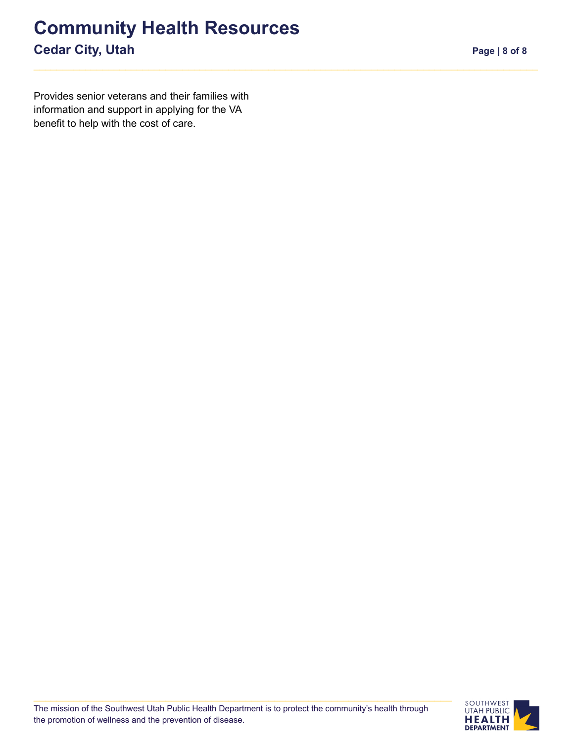Provides senior veterans and their families with information and support in applying for the VA benefit to help with the cost of care.